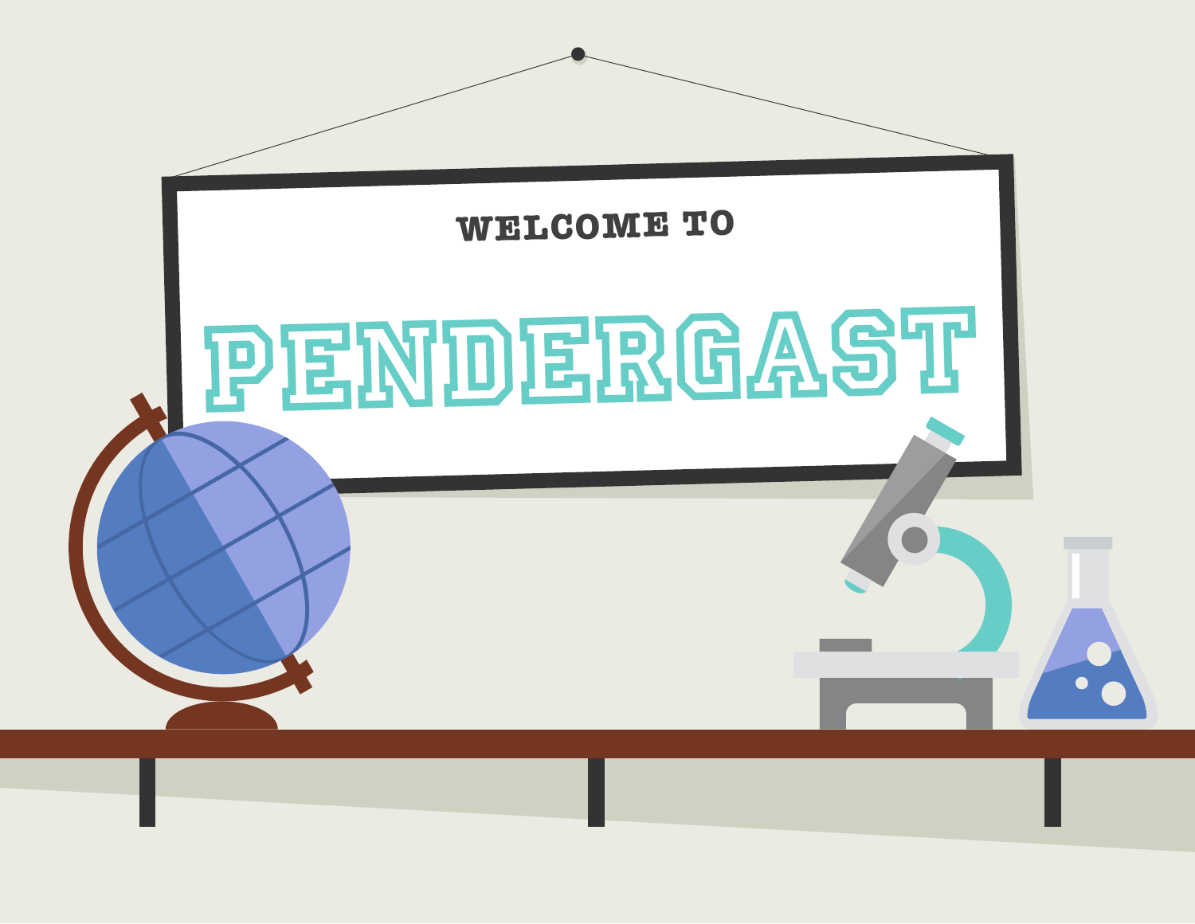WELCOME TO

# PENDERGAST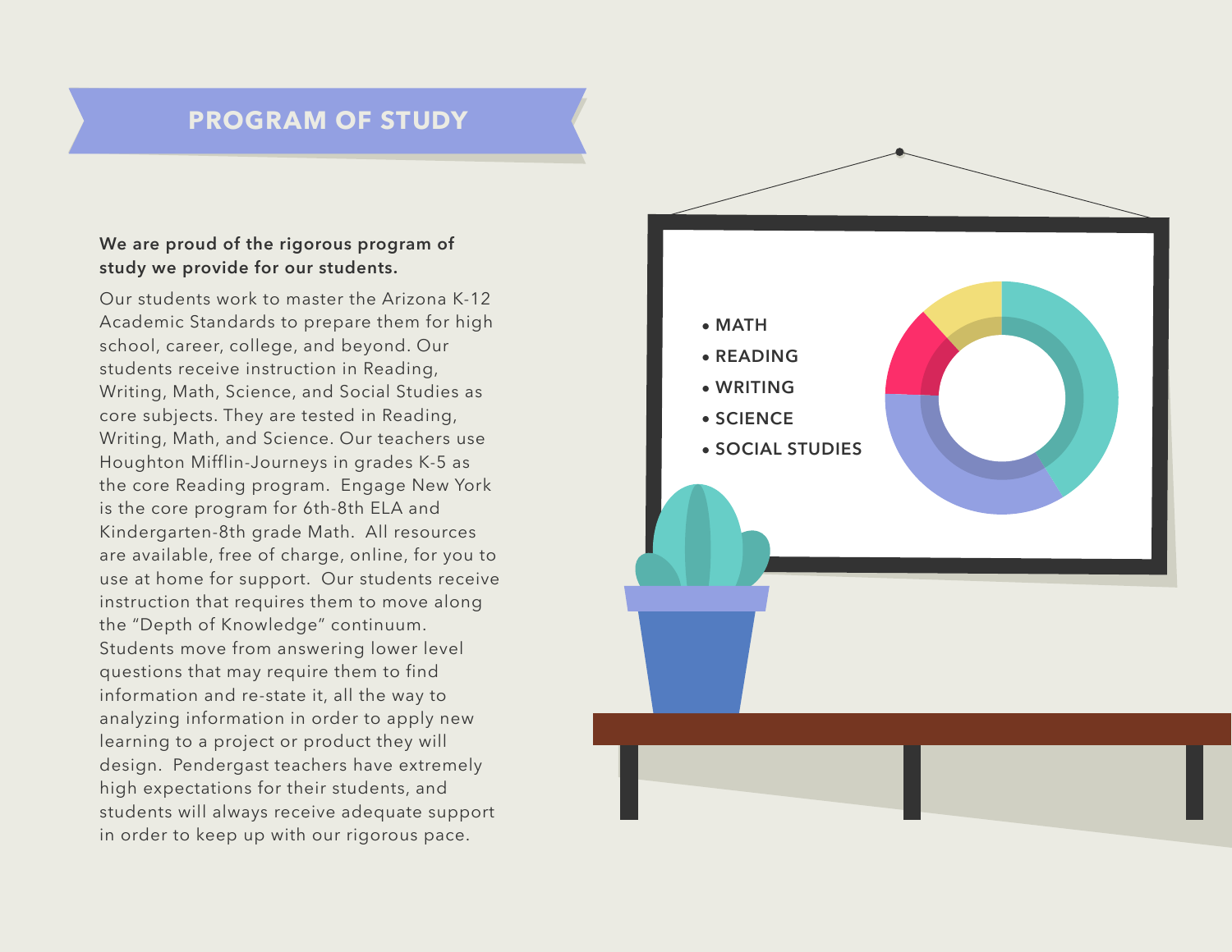# PROGRAM OF STUDY

**We are proud of the rigorous program of study we provide for our students.**

Our students work to master the Arizona K-12 Academic Standards to prepare them for high school, career, college, and beyond. Our students receive instruction in Reading, Writing, Math, Science, and Social Studies as core subjects. They are tested in Reading, Writing, Math, and Science. Our teachers use Houghton Mifflin-Journeys in grades K-5 as the core Reading program. Engage New York is the core program for 6th-8th ELA and Kindergarten-8th grade Math. All resources are available, free of charge, online, for you to use at home for support. Our students receive instruction that requires them to move along the "Depth of Knowledge" continuum. Students move from answering lower level questions that may require them to find information and re-state it, all the way to analyzing information in order to apply new learning to a project or product they will design. Pendergast teachers have extremely high expectations for their students, and students will always receive adequate support in order to keep up with our rigorous pace.

- MATH
- READING
- WRITING
- SCIENCE
- SOCIAL STUDIES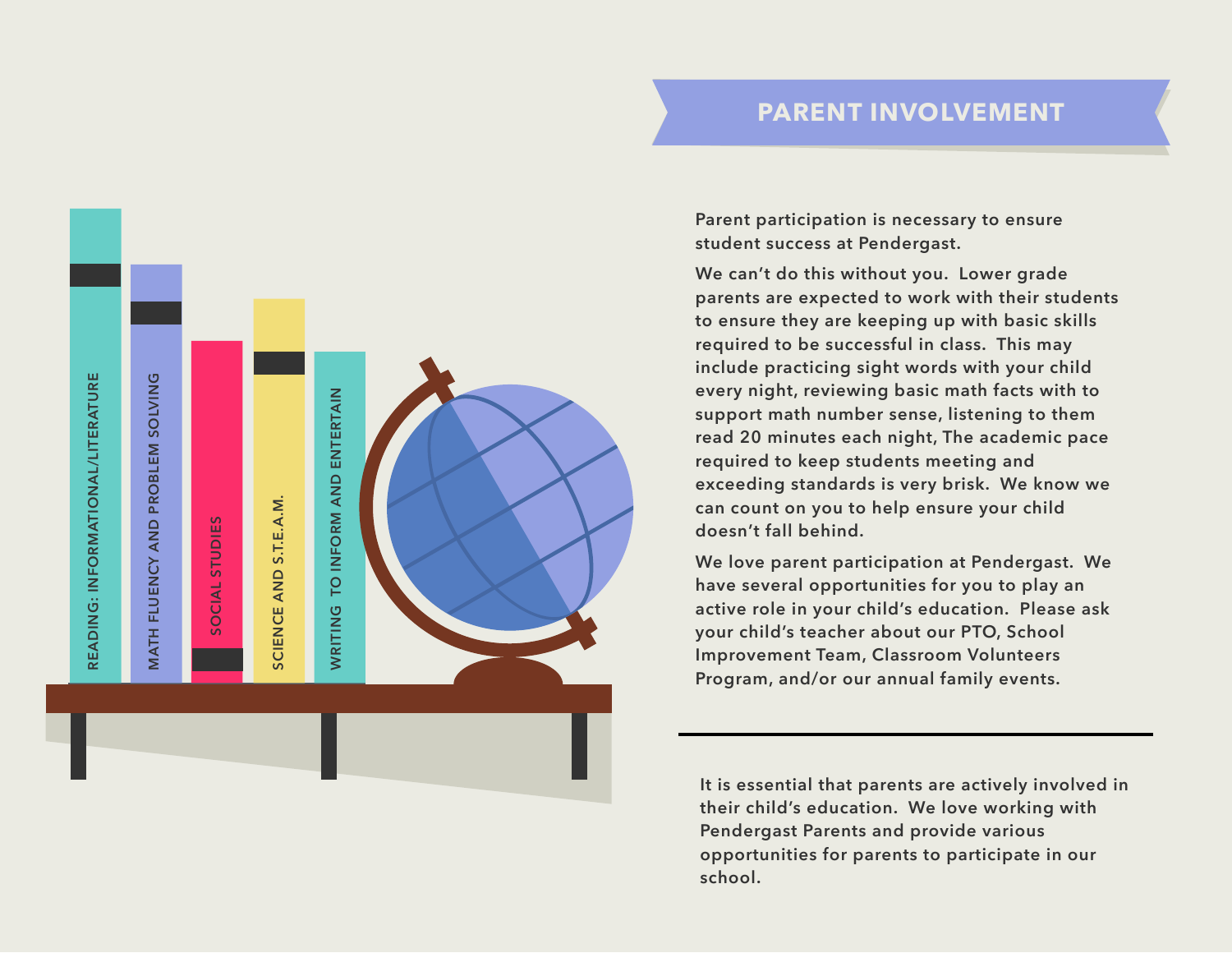## PARENT INVOLVEMENT

READING: INFORMATIONAL/LITERATURE

MATH FLUENCY AND PROBLEM SOLVING

SOCIAL STUDIES

SCIENCE AND S.T.E.A.M.

WRITING TO INFORM AND ENTERTAIN

Parent participation is necessary to ensure student success at Pendergast.

We can't do this without you. Lower grade parents are expected to work with their students to ensure they are keeping up with basic skills required to be successful in class. This may include practicing sight words with your child every night, reviewing basic math facts with to support math number sense, listening to them read 20 minutes each night, The academic pace required to keep students meeting and exceeding standards is very brisk. We know we can count on you to help ensure your child doesn't fall behind.

We love parent participation at Pendergast. We have several opportunities for you to play an active role in your child's education. Please ask your child's teacher about our PTO, School Improvement Team, Classroom Volunteers Program, and/or our annual family events.

---

It is essential that parents are actively involved in their child's education. We love working with Pendergast Parents and provide various opportunities for parents to participate in our school.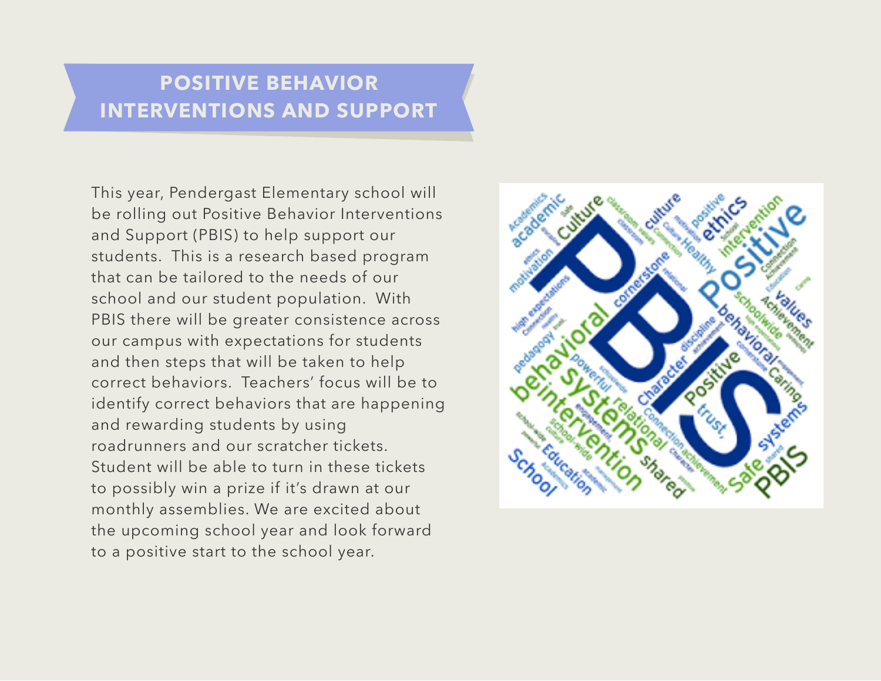## POSITIVE BEHAVIOR INTERVENTIONS AND SUPPORT

This year, Pendergast Elementary school will be rolling out Positive Behavior Interventions and Support (PBIS) to help support our students. This is a research based program that can be tailored to the needs of our school and our student population. With PBIS there will be greater consistence across our campus with expectations for students and then steps that will be taken to help correct behaviors. Teachers' focus will be to identify correct behaviors that are happening and rewarding students by using roadrunners and our scratcher tickets. Student will be able to turn in these tickets to possibly win a prize if it's drawn at our monthly assemblies. We are excited about the upcoming school year and look forward to a positive start to the school year.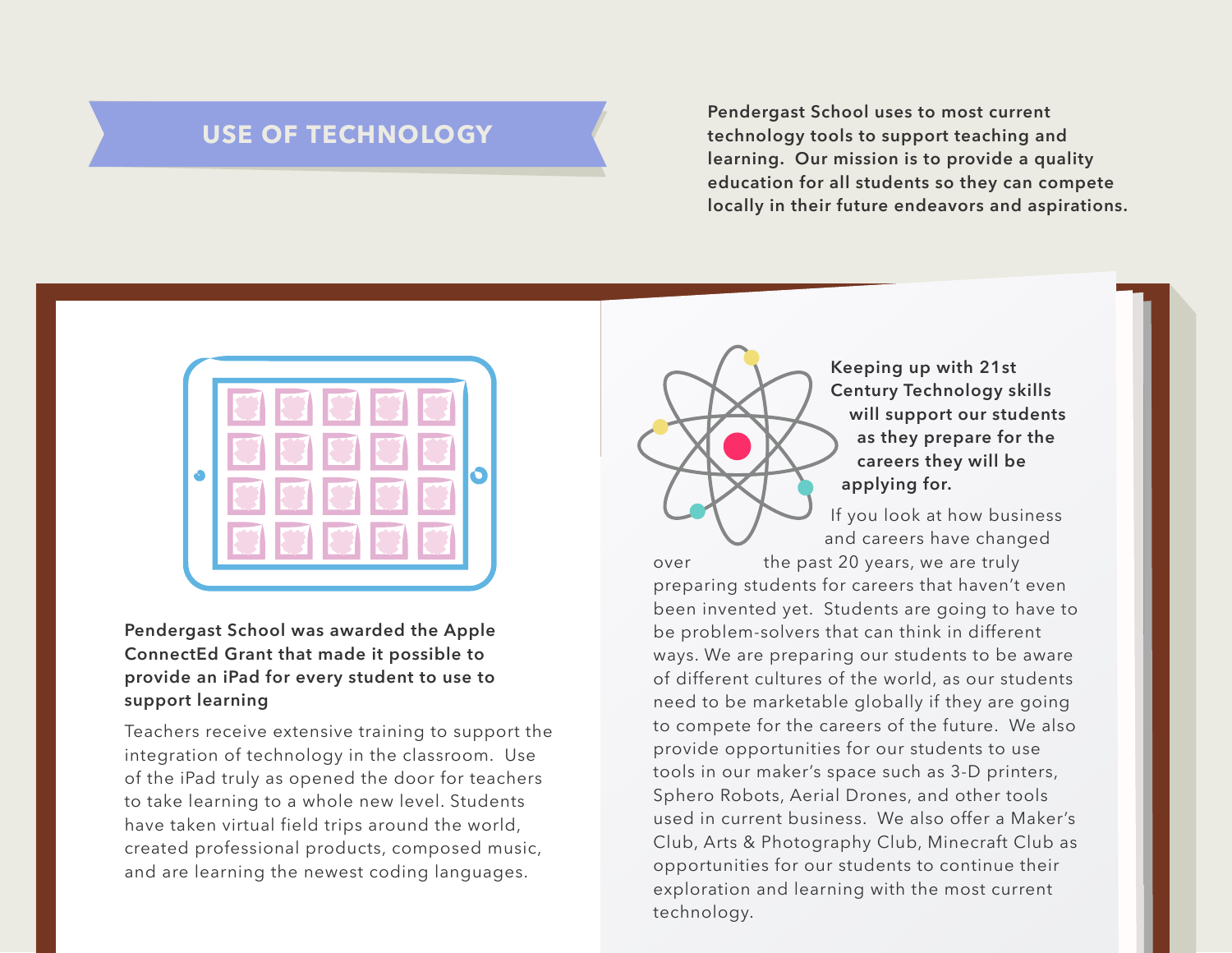## USE OF TECHNOLOGY

**Pendergast School uses to most current technology tools to support teaching and learning. Our mission is to provide a quality education for all students so they can compete locally in their future endeavors and aspirations.**

**Pendergast School was awarded the Apple ConnectEd Grant that made it possible to provide an iPad for every student to use to support learning**

Teachers receive extensive training to support the integration of technology in the classroom. Use of the iPad truly as opened the door for teachers to take learning to a whole new level. Students have taken virtual field trips around the world, created professional products, composed music, and are learning the newest coding languages.

**Keeping up with 21st Century Technology skills will support our students as they prepare for the careers they will be applying for.**

If you look at how business and careers have changed over the past 20 years, we are truly preparing students for careers that haven't even been invented yet. Students are going to have to be problem-solvers that can think in different ways. We are preparing our students to be aware of different cultures of the world, as our students need to be marketable globally if they are going to compete for the careers of the future. We also provide opportunities for our students to use tools in our maker's space such as 3-D printers, Sphero Robots, Aerial Drones, and other tools used in current business. We also offer a Maker's Club, Arts & Photography Club, Minecraft Club as opportunities for our students to continue their exploration and learning with the most current technology.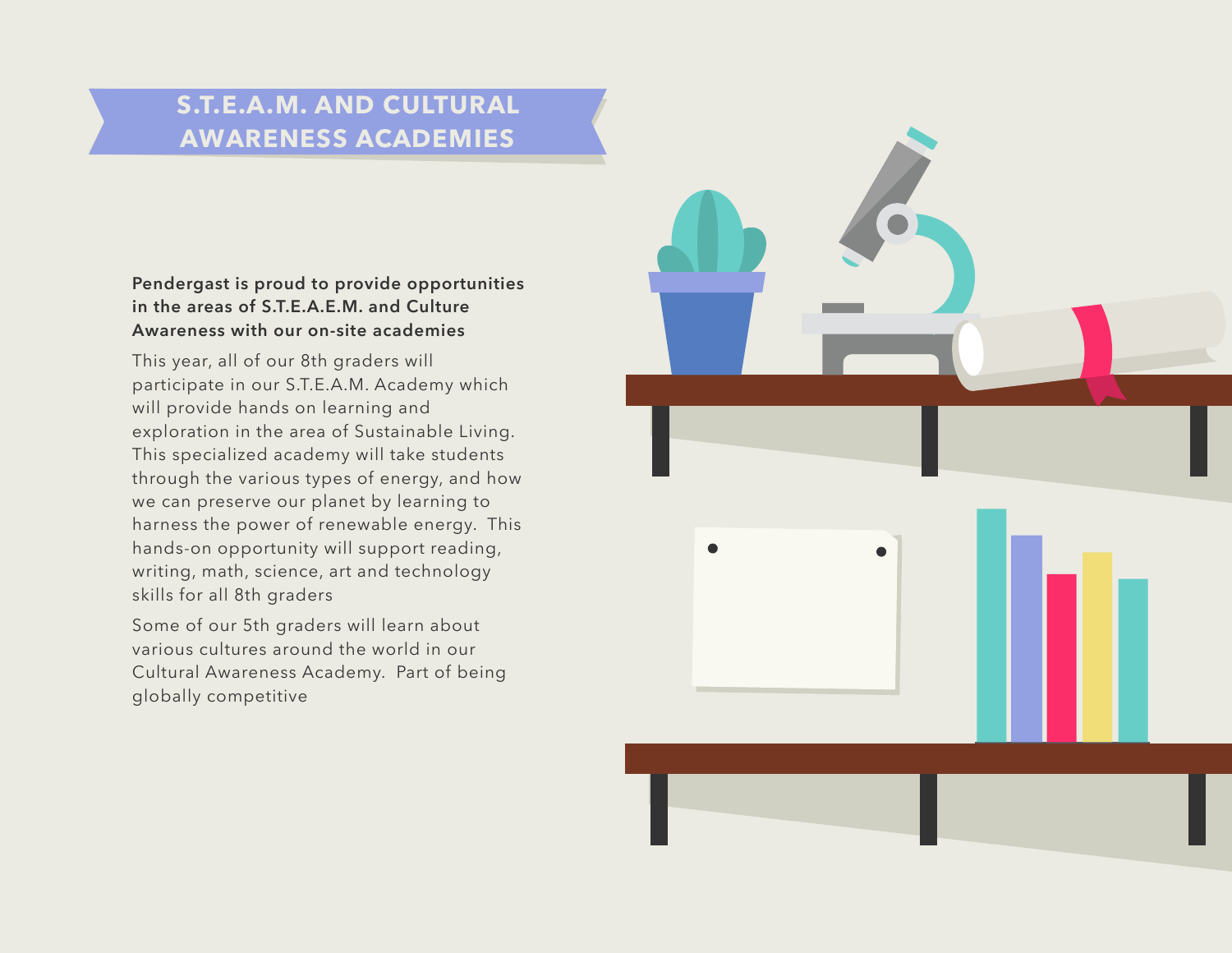# S.T.E.A.M. AND CULTURAL AWARENESS ACADEMIES

**Pendergast is proud to provide opportunities in the areas of S.T.E.A.E.M. and Culture Awareness with our on-site academies**

This year, all of our 8th graders will participate in our S.T.E.A.M. Academy which will provide hands on learning and exploration in the area of Sustainable Living. This specialized academy will take students through the various types of energy, and how we can preserve our planet by learning to harness the power of renewable energy. This hands-on opportunity will support reading, writing, math, science, art and technology skills for all 8th graders

Some of our 5th graders will learn about various cultures around the world in our Cultural Awareness Academy. Part of being globally competitive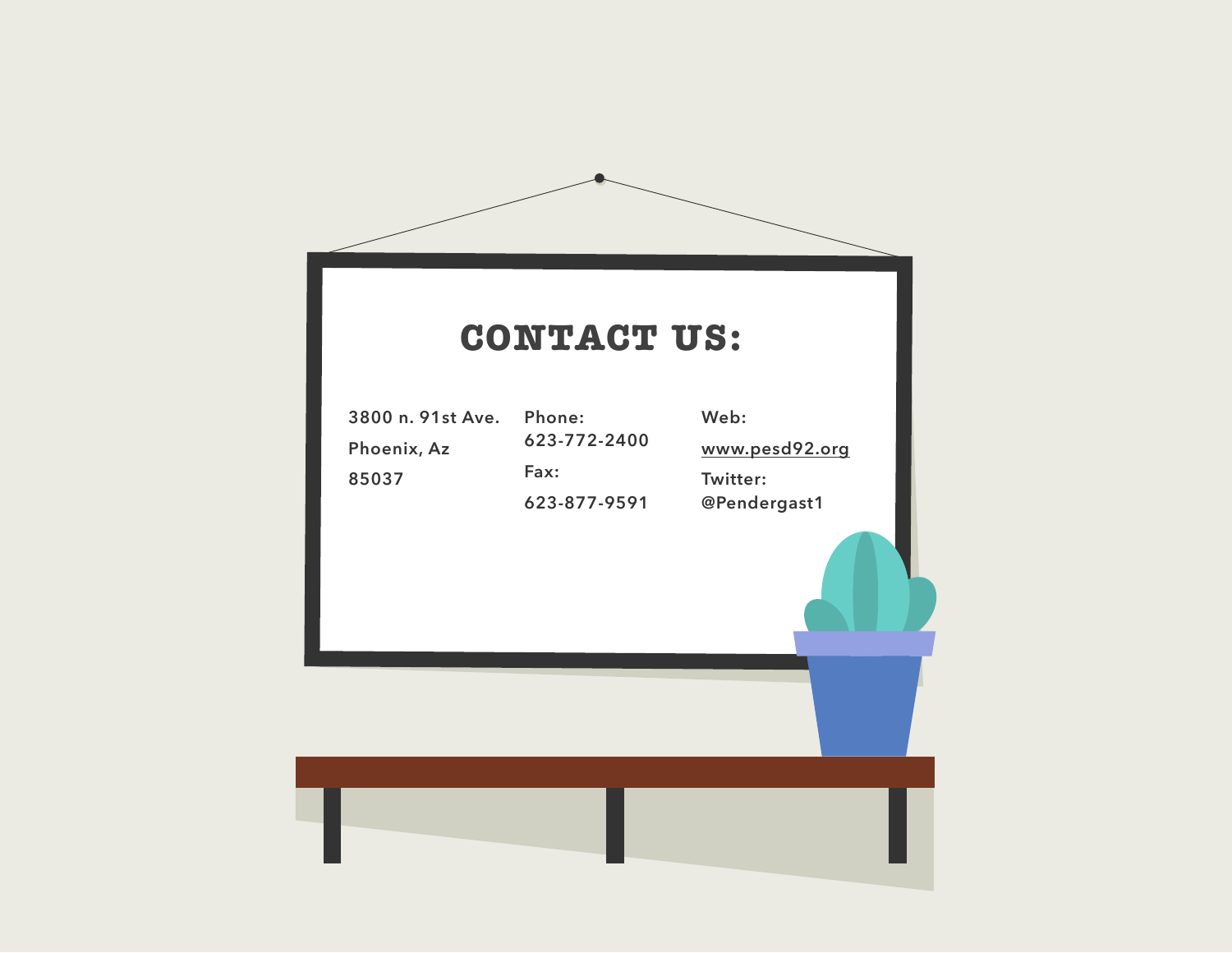# CONTACT US:

3800 n. 91st Ave.
Phoenix, Az
85037

Phone:
623-772-2400
Fax:
623-877-9591

Web:
www.pesd92.org
Twitter:
@Pendergast1